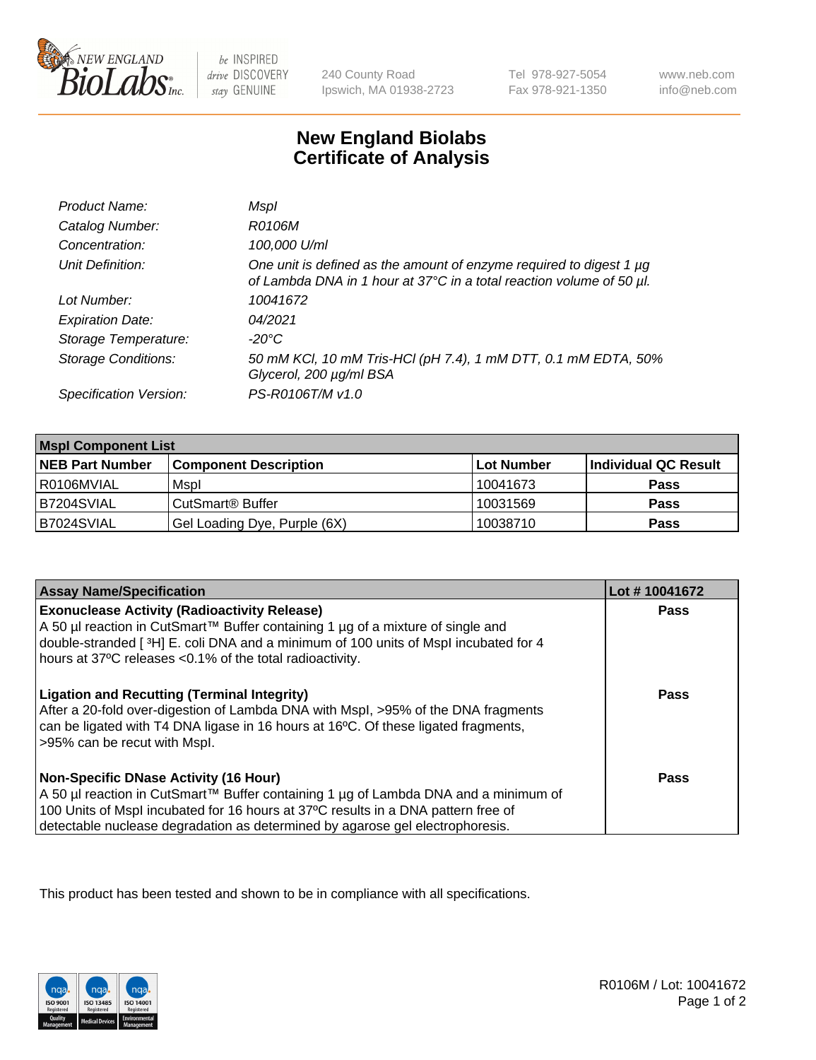# New England Biolabs
# Certificate of Analysis

| | |
|---|---|
| *Product Name:* | *MspI* |
| *Catalog Number:* | *R0106M* |
| *Concentration:* | *100,000 U/ml* |
| *Unit Definition:* | *One unit is defined as the amount of enzyme required to digest 1 µg of Lambda DNA in 1 hour at 37°C in a total reaction volume of 50 µl.* |
| *Lot Number:* | *10041672* |
| *Expiration Date:* | *04/2021* |
| *Storage Temperature:* | *-20°C* |
| *Storage Conditions:* | *50 mM KCl, 10 mM Tris-HCl (pH 7.4), 1 mM DTT, 0.1 mM EDTA, 50% Glycerol, 200 µg/ml BSA* |
| *Specification Version:* | *PS-R0106T/M v1.0* |

| **MspI Component List** | | | |
|---|---|---|---|
| **NEB Part Number** | **Component Description** | **Lot Number** | **Individual QC Result** |
| R0106MVIAL | MspI | 10041673 | **Pass** |
| B7204SVIAL | CutSmart® Buffer | 10031569 | **Pass** |
| B7024SVIAL | Gel Loading Dye, Purple (6X) | 10038710 | **Pass** |

| **Assay Name/Specification** | **Lot # 10041672** |
|---|---|
| **Exonuclease Activity (Radioactivity Release)**<br>A 50 µl reaction in CutSmart™ Buffer containing 1 µg of a mixture of single and double-stranded [ $^3$H] E. coli DNA and a minimum of 100 units of MspI incubated for 4 hours at 37ºC releases <0.1% of the total radioactivity. | **Pass** |
| **Ligation and Recutting (Terminal Integrity)**<br>After a 20-fold over-digestion of Lambda DNA with MspI, >95% of the DNA fragments can be ligated with T4 DNA ligase in 16 hours at 16ºC. Of these ligated fragments, >95% can be recut with MspI. | **Pass** |
| **Non-Specific DNase Activity (16 Hour)**<br>A 50 µl reaction in CutSmart™ Buffer containing 1 µg of Lambda DNA and a minimum of 100 Units of MspI incubated for 16 hours at 37ºC results in a DNA pattern free of detectable nuclease degradation as determined by agarose gel electrophoresis. | **Pass** |

This product has been tested and shown to be in compliance with all specifications.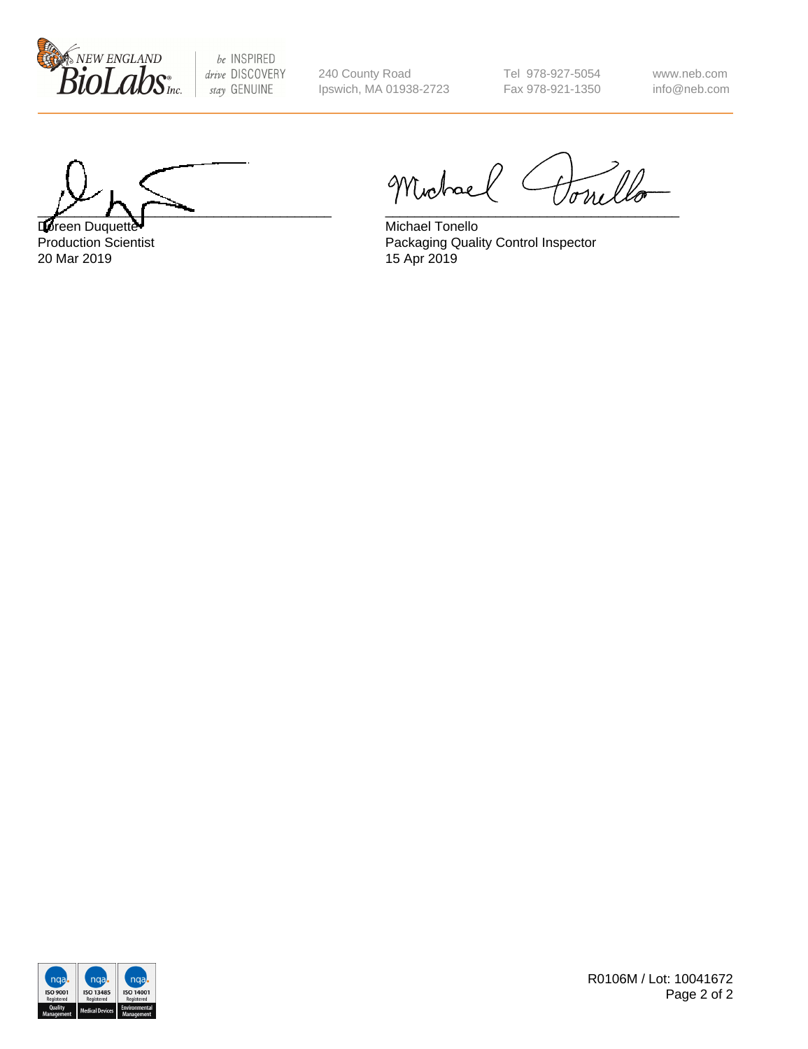Doreen Duquette
Production Scientist
20 Mar 2019

Michael Tonello
Packaging Quality Control Inspector
15 Apr 2019

R0106M / Lot: 10041672